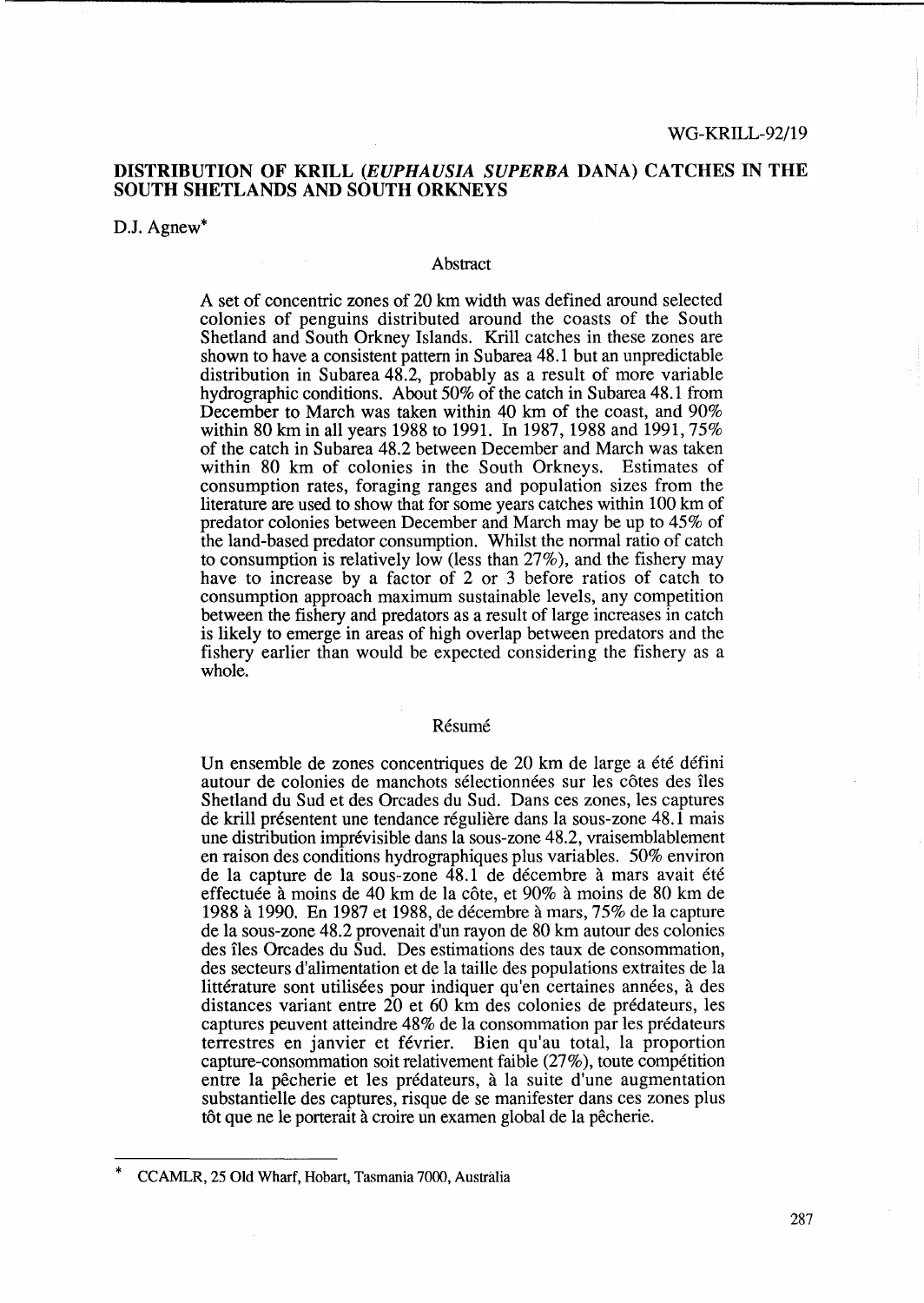WG-KRILL-92/19

# DISTRIBUTION OF KRILL (*EUPHAUSIA SUPERBA* DANA) CATCHES IN THE SOUTH SHETLANDS AND SOUTH ORKNEYS

D.J. Agnew*

## Abstract

A set of concentric zones of 20 km width was defined around selected colonies of penguins distributed around the coasts of the South Shetland and South Orkney Islands. Krill catches in these zones are shown to have a consistent pattern in Subarea 48.1 but an unpredictable distribution in Subarea 48.2, probably as a result of more variable hydrographic conditions. About 50% of the catch in Subarea 48.1 from December to March was taken within 40 km of the coast, and 90% within 80 km in all years 1988 to 1991. In 1987, 1988 and 1991, 75% of the catch in Subarea 48.2 between December and March was taken within 80 km of colonies in the South Orkneys. Estimates of consumption rates, foraging ranges and population sizes from the literature are used to show that for some years catches within 100 km of predator colonies between December and March may be up to 45% of the land-based predator consumption. Whilst the normal ratio of catch to consumption is relatively low (less than 27%), and the fishery may have to increase by a factor of 2 or 3 before ratios of catch to consumption approach maximum sustainable levels, any competition between the fishery and predators as a result of large increases in catch is likely to emerge in areas of high overlap between predators and the fishery earlier than would be expected considering the fishery as a whole.

## Résumé

Un ensemble de zones concentriques de 20 km de large a été défini autour de colonies de manchots sélectionnées sur les côtes des îles Shetland du Sud et des Orcades du Sud. Dans ces zones, les captures de krill présentent une tendance régulière dans la sous-zone 48.1 mais une distribution imprévisible dans la sous-zone 48.2, vraisemblablement en raison des conditions hydrographiques plus variables. 50% environ de la capture de la sous-zone 48.1 de décembre à mars avait été effectuée à moins de 40 km de la côte, et 90% à moins de 80 km de 1988 à 1990. En 1987 et 1988, de décembre à mars, 75% de la capture de la sous-zone 48.2 provenait d'un rayon de 80 km autour des colonies des îles Orcades du Sud. Des estimations des taux de consommation, des secteurs d'alimentation et de la taille des populations extraites de la littérature sont utilisées pour indiquer qu'en certaines années, à des distances variant entre 20 et 60 km des colonies de prédateurs, les captures peuvent atteindre 48% de la consommation par les prédateurs terrestres en janvier et février. Bien qu'au total, la proportion capture-consommation soit relativement faible (27%), toute compétition entre la pêcherie et les prédateurs, à la suite d'une augmentation substantielle des captures, risque de se manifester dans ces zones plus tôt que ne le porterait à croire un examen global de la pêcherie.

---

* CCAMLR, 25 Old Wharf, Hobart, Tasmania 7000, Australia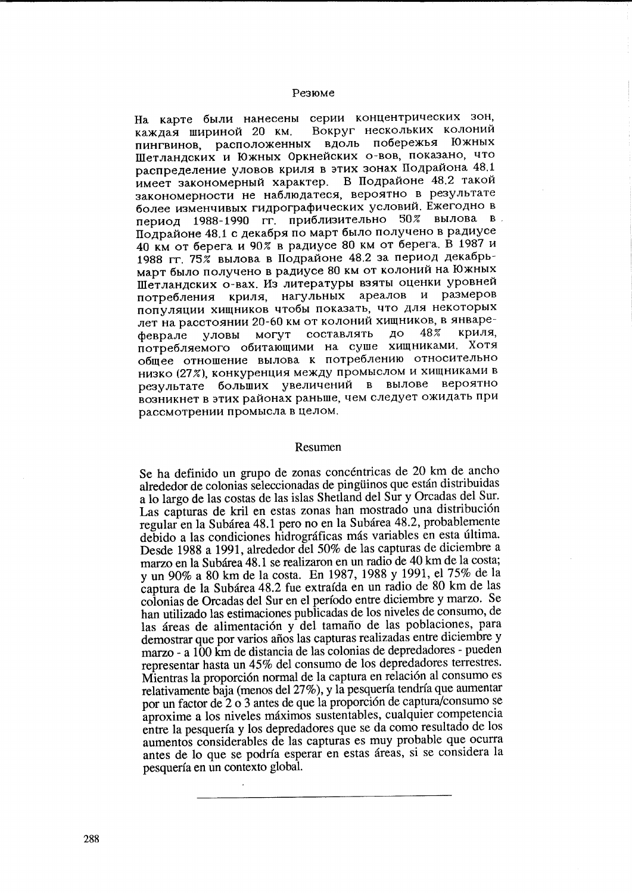## Резюме

На карте были нанесены серии концентрических зон, каждая шириной 20 км. Вокруг нескольких колоний пингвинов, расположенных вдоль побережья Южных Шетландских и Южных Оркнейских о-вов, показано, что распределение уловов криля в этих зонах Подрайона 48.1 имеет закономерный характер. В Подрайоне 48.2 такой закономерности не наблюдатеся, вероятно в результате более изменчивых гидрографических условий. Ежегодно в период 1988-1990 гг. приблизительно 50% вылова в Подрайоне 48.1 с декабря по март было получено в радиусе 40 км от берега и 90% в радиусе 80 км от берега. В 1987 и 1988 гг. 75% вылова в Подрайоне 48.2 за период декабрь-март было получено в радиусе 80 км от колоний на Южных Шетландских о-вах. Из литературы взяты оценки уровней потребления криля, нагульных ареалов и размеров популяции хищников чтобы показать, что для некоторых лет на расстоянии 20-60 км от колоний хищников, в январе-феврале уловы могут составлять до 48% криля, потребляемого обитающими на суше хищниками. Хотя общее отношение вылова к потреблению относительно низко (27%), конкуренция между промыслом и хищниками в результате больших увеличений в вылове вероятно возникнет в этих районах раньше, чем следует ожидать при рассмотрении промысла в целом.

## Resumen

Se ha definido un grupo de zonas concéntricas de 20 km de ancho alrededor de colonias seleccionadas de pingüinos que están distribuidas a lo largo de las costas de las islas Shetland del Sur y Orcadas del Sur. Las capturas de kril en estas zonas han mostrado una distribución regular en la Subárea 48.1 pero no en la Subárea 48.2, probablemente debido a las condiciones hidrográficas más variables en esta última. Desde 1988 a 1991, alrededor del 50% de las capturas de diciembre a marzo en la Subárea 48.1 se realizaron en un radio de 40 km de la costa; y un 90% a 80 km de la costa. En 1987, 1988 y 1991, el 75% de la captura de la Subárea 48.2 fue extraída en un radio de 80 km de las colonias de Orcadas del Sur en el período entre diciembre y marzo. Se han utilizado las estimaciones publicadas de los niveles de consumo, de las áreas de alimentación y del tamaño de las poblaciones, para demostrar que por varios años las capturas realizadas entre diciembre y marzo - a 100 km de distancia de las colonias de depredadores - pueden representar hasta un 45% del consumo de los depredadores terrestres. Mientras la proporción normal de la captura en relación al consumo es relativamente baja (menos del 27%), y la pesquería tendría que aumentar por un factor de 2 o 3 antes de que la proporción de captura/consumo se aproxime a los niveles máximos sustentables, cualquier competencia entre la pesquería y los depredadores que se da como resultado de los aumentos considerables de las capturas es muy probable que ocurra antes de lo que se podría esperar en estas áreas, si se considera la pesquería en un contexto global.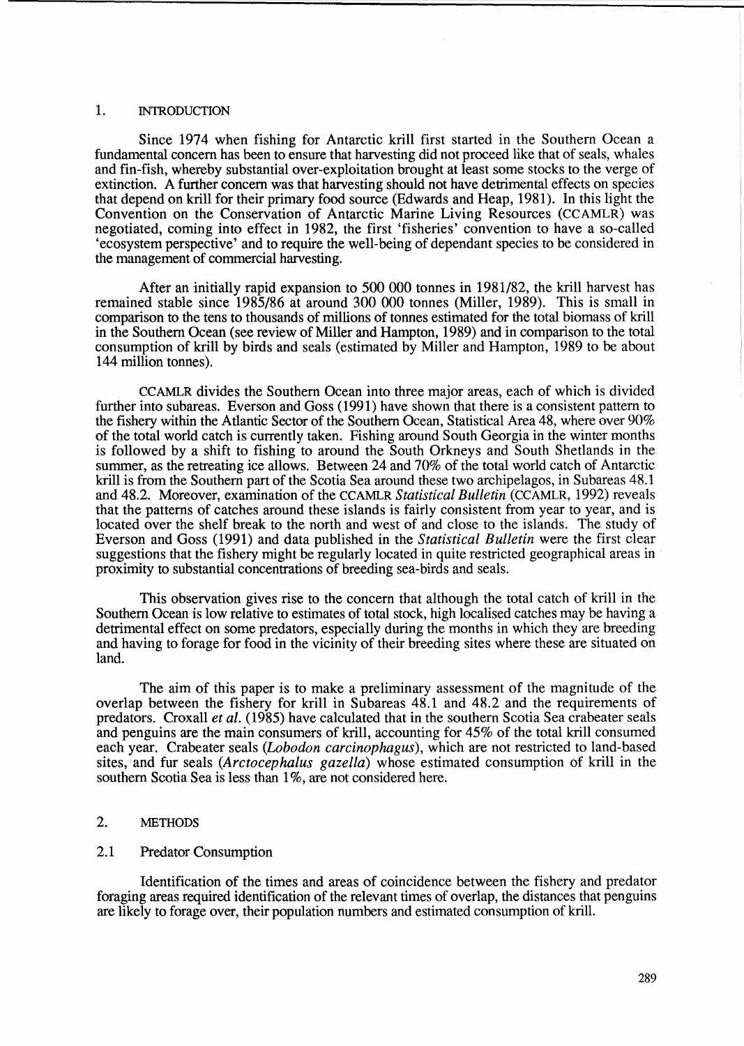## 1. INTRODUCTION

Since 1974 when fishing for Antarctic krill first started in the Southern Ocean a fundamental concern has been to ensure that harvesting did not proceed like that of seals, whales and fin-fish, whereby substantial over-exploitation brought at least some stocks to the verge of extinction. A further concern was that harvesting should not have detrimental effects on species that depend on krill for their primary food source (Edwards and Heap, 1981). In this light the Convention on the Conservation of Antarctic Marine Living Resources (CCAMLR) was negotiated, coming into effect in 1982, the first 'fisheries' convention to have a so-called 'ecosystem perspective' and to require the well-being of dependant species to be considered in the management of commercial harvesting.

After an initially rapid expansion to 500 000 tonnes in 1981/82, the krill harvest has remained stable since 1985/86 at around 300 000 tonnes (Miller, 1989). This is small in comparison to the tens to thousands of millions of tonnes estimated for the total biomass of krill in the Southern Ocean (see review of Miller and Hampton, 1989) and in comparison to the total consumption of krill by birds and seals (estimated by Miller and Hampton, 1989 to be about 144 million tonnes).

CCAMLR divides the Southern Ocean into three major areas, each of which is divided further into subareas. Everson and Goss (1991) have shown that there is a consistent pattern to the fishery within the Atlantic Sector of the Southern Ocean, Statistical Area 48, where over 90% of the total world catch is currently taken. Fishing around South Georgia in the winter months is followed by a shift to fishing to around the South Orkneys and South Shetlands in the summer, as the retreating ice allows. Between 24 and 70% of the total world catch of Antarctic krill is from the Southern part of the Scotia Sea around these two archipelagos, in Subareas 48.1 and 48.2. Moreover, examination of the CCAMLR *Statistical Bulletin* (CCAMLR, 1992) reveals that the patterns of catches around these islands is fairly consistent from year to year, and is located over the shelf break to the north and west of and close to the islands. The study of Everson and Goss (1991) and data published in the *Statistical Bulletin* were the first clear suggestions that the fishery might be regularly located in quite restricted geographical areas in proximity to substantial concentrations of breeding sea-birds and seals.

This observation gives rise to the concern that although the total catch of krill in the Southern Ocean is low relative to estimates of total stock, high localised catches may be having a detrimental effect on some predators, especially during the months in which they are breeding and having to forage for food in the vicinity of their breeding sites where these are situated on land.

The aim of this paper is to make a preliminary assessment of the magnitude of the overlap between the fishery for krill in Subareas 48.1 and 48.2 and the requirements of predators. Croxall *et al.* (1985) have calculated that in the southern Scotia Sea crabeater seals and penguins are the main consumers of krill, accounting for 45% of the total krill consumed each year. Crabeater seals (*Lobodon carcinophagus*), which are not restricted to land-based sites, and fur seals (*Arctocephalus gazella*) whose estimated consumption of krill in the southern Scotia Sea is less than 1%, are not considered here.

## 2. METHODS

### 2.1 Predator Consumption

Identification of the times and areas of coincidence between the fishery and predator foraging areas required identification of the relevant times of overlap, the distances that penguins are likely to forage over, their population numbers and estimated consumption of krill.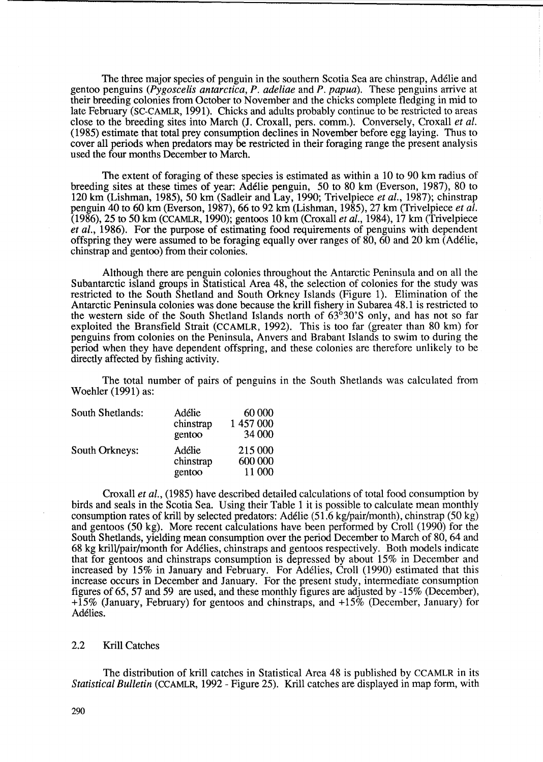The three major species of penguin in the southern Scotia Sea are chinstrap, Adélie and gentoo penguins (*Pygoscelis antarctica*, *P. adeliae* and *P. papua*). These penguins arrive at their breeding colonies from October to November and the chicks complete fledging in mid to late February (SC-CAMLR, 1991). Chicks and adults probably continue to be restricted to areas close to the breeding sites into March (J. Croxall, pers. comm.). Conversely, Croxall *et al.* (1985) estimate that total prey consumption declines in November before egg laying. Thus to cover all periods when predators may be restricted in their foraging range the present analysis used the four months December to March.

The extent of foraging of these species is estimated as within a 10 to 90 km radius of breeding sites at these times of year: Adélie penguin, 50 to 80 km (Everson, 1987), 80 to 120 km (Lishman, 1985), 50 km (Sadleir and Lay, 1990; Trivelpiece *et al.*, 1987); chinstrap penguin 40 to 60 km (Everson, 1987), 66 to 92 km (Lishman, 1985), 27 km (Trivelpiece *et al.* (1986), 25 to 50 km (CCAMLR, 1990); gentoos 10 km (Croxall *et al.*, 1984), 17 km (Trivelpiece *et al.*, 1986). For the purpose of estimating food requirements of penguins with dependent offspring they were assumed to be foraging equally over ranges of 80, 60 and 20 km (Adélie, chinstrap and gentoo) from their colonies.

Although there are penguin colonies throughout the Antarctic Peninsula and on all the Subantarctic island groups in Statistical Area 48, the selection of colonies for the study was restricted to the South Shetland and South Orkney Islands (Figure 1). Elimination of the Antarctic Peninsula colonies was done because the krill fishery in Subarea 48.1 is restricted to the western side of the South Shetland Islands north of 63°30'S only, and has not so far exploited the Bransfield Strait (CCAMLR, 1992). This is too far (greater than 80 km) for penguins from colonies on the Peninsula, Anvers and Brabant Islands to swim to during the period when they have dependent offspring, and these colonies are therefore unlikely to be directly affected by fishing activity.

The total number of pairs of penguins in the South Shetlands was calculated from Woehler (1991) as:

| | | |
|---|---|---|
| South Shetlands: | Adélie | 60 000 |
| | chinstrap | 1 457 000 |
| | gentoo | 34 000 |
| South Orkneys: | Adélie | 215 000 |
| | chinstrap | 600 000 |
| | gentoo | 11 000 |

Croxall *et al.*, (1985) have described detailed calculations of total food consumption by birds and seals in the Scotia Sea. Using their Table 1 it is possible to calculate mean monthly consumption rates of krill by selected predators: Adélie (51.6 kg/pair/month), chinstrap (50 kg) and gentoos (50 kg). More recent calculations have been performed by Croll (1990) for the South Shetlands, yielding mean consumption over the period December to March of 80, 64 and 68 kg krill/pair/month for Adélies, chinstraps and gentoos respectively. Both models indicate that for gentoos and chinstraps consumption is depressed by about 15% in December and increased by 15% in January and February. For Adélies, Croll (1990) estimated that this increase occurs in December and January. For the present study, intermediate consumption figures of 65, 57 and 59 are used, and these monthly figures are adjusted by -15% (December), +15% (January, February) for gentoos and chinstraps, and +15% (December, January) for Adélies.

### 2.2 Krill Catches

The distribution of krill catches in Statistical Area 48 is published by CCAMLR in its *Statistical Bulletin* (CCAMLR, 1992 - Figure 25). Krill catches are displayed in map form, with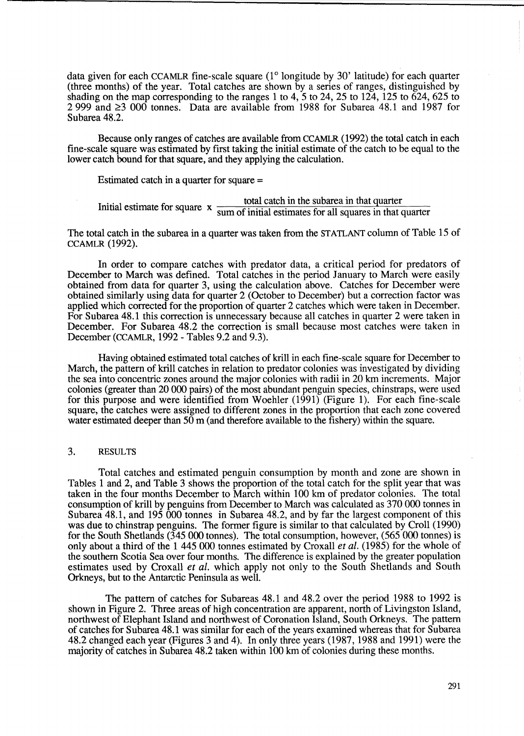data given for each CCAMLR fine-scale square (1° longitude by 30' latitude) for each quarter (three months) of the year. Total catches are shown by a series of ranges, distinguished by shading on the map corresponding to the ranges 1 to 4, 5 to 24, 25 to 124, 125 to 624, 625 to 2 999 and ≥3 000 tonnes. Data are available from 1988 for Subarea 48.1 and 1987 for Subarea 48.2.

Because only ranges of catches are available from CCAMLR (1992) the total catch in each fine-scale square was estimated by first taking the initial estimate of the catch to be equal to the lower catch bound for that square, and they applying the calculation.

Estimated catch in a quarter for square =

$$\text{Initial estimate for square} \times \frac{\text{total catch in the subarea in that quarter}}{\text{sum of initial estimates for all squares in that quarter}}$$

The total catch in the subarea in a quarter was taken from the STATLANT column of Table 15 of CCAMLR (1992).

In order to compare catches with predator data, a critical period for predators of December to March was defined. Total catches in the period January to March were easily obtained from data for quarter 3, using the calculation above. Catches for December were obtained similarly using data for quarter 2 (October to December) but a correction factor was applied which corrected for the proportion of quarter 2 catches which were taken in December. For Subarea 48.1 this correction is unnecessary because all catches in quarter 2 were taken in December. For Subarea 48.2 the correction is small because most catches were taken in December (CCAMLR, 1992 - Tables 9.2 and 9.3).

Having obtained estimated total catches of krill in each fine-scale square for December to March, the pattern of krill catches in relation to predator colonies was investigated by dividing the sea into concentric zones around the major colonies with radii in 20 km increments. Major colonies (greater than 20 000 pairs) of the most abundant penguin species, chinstraps, were used for this purpose and were identified from Woehler (1991) (Figure 1). For each fine-scale square, the catches were assigned to different zones in the proportion that each zone covered water estimated deeper than 50 m (and therefore available to the fishery) within the square.

## 3. RESULTS

Total catches and estimated penguin consumption by month and zone are shown in Tables 1 and 2, and Table 3 shows the proportion of the total catch for the split year that was taken in the four months December to March within 100 km of predator colonies. The total consumption of krill by penguins from December to March was calculated as 370 000 tonnes in Subarea 48.1, and 195 000 tonnes in Subarea 48.2, and by far the largest component of this was due to chinstrap penguins. The former figure is similar to that calculated by Croll (1990) for the South Shetlands (345 000 tonnes). The total consumption, however, (565 000 tonnes) is only about a third of the 1 445 000 tonnes estimated by Croxall *et al.* (1985) for the whole of the southern Scotia Sea over four months. The difference is explained by the greater population estimates used by Croxall *et al.* which apply not only to the South Shetlands and South Orkneys, but to the Antarctic Peninsula as well.

The pattern of catches for Subareas 48.1 and 48.2 over the period 1988 to 1992 is shown in Figure 2. Three areas of high concentration are apparent, north of Livingston Island, northwest of Elephant Island and northwest of Coronation Island, South Orkneys. The pattern of catches for Subarea 48.1 was similar for each of the years examined whereas that for Subarea 48.2 changed each year (Figures 3 and 4). In only three years (1987, 1988 and 1991) were the majority of catches in Subarea 48.2 taken within 100 km of colonies during these months.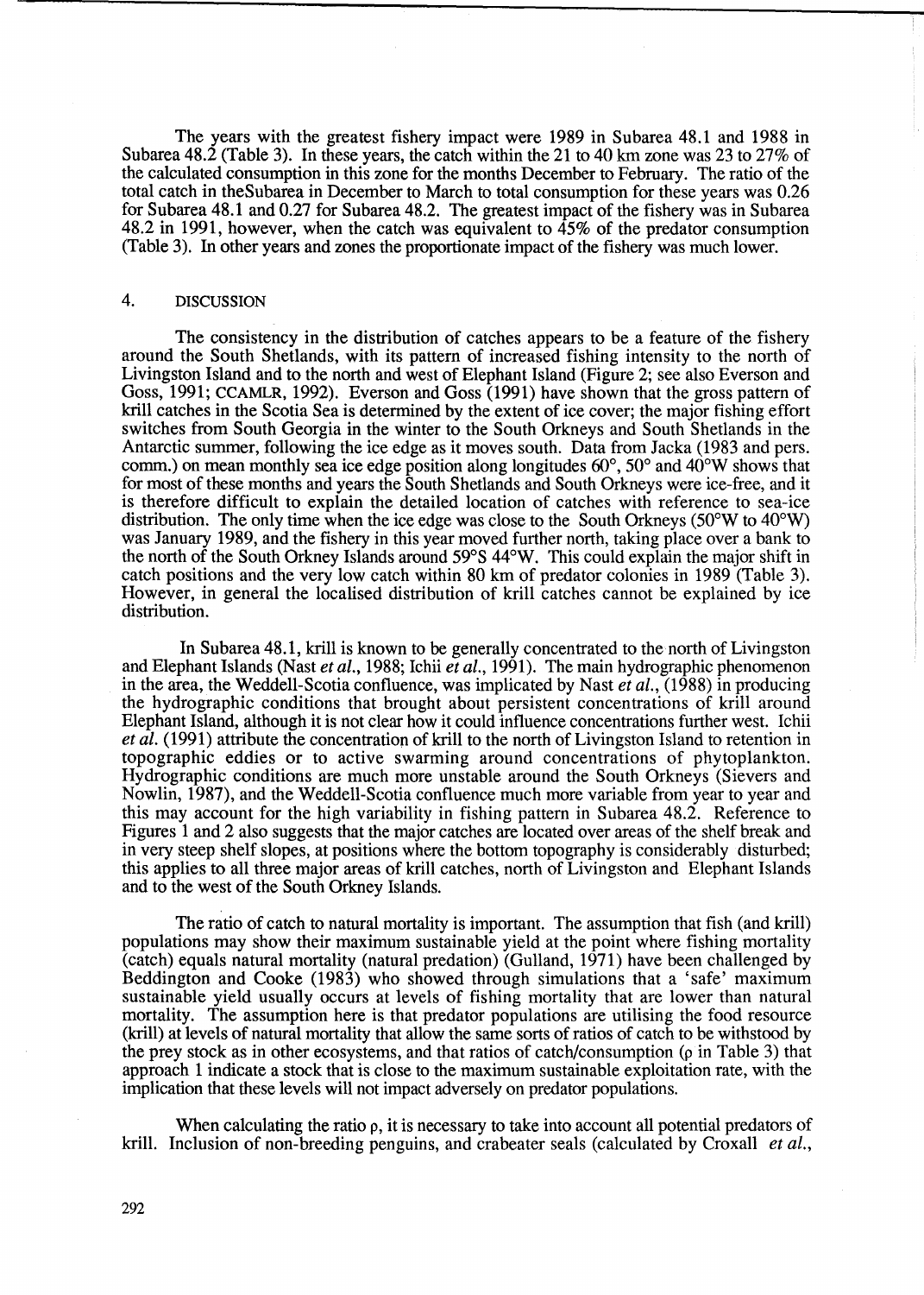The years with the greatest fishery impact were 1989 in Subarea 48.1 and 1988 in Subarea 48.2 (Table 3). In these years, the catch within the 21 to 40 km zone was 23 to 27% of the calculated consumption in this zone for the months December to February. The ratio of the total catch in theSubarea in December to March to total consumption for these years was 0.26 for Subarea 48.1 and 0.27 for Subarea 48.2. The greatest impact of the fishery was in Subarea 48.2 in 1991, however, when the catch was equivalent to 45% of the predator consumption (Table 3). In other years and zones the proportionate impact of the fishery was much lower.

## 4. DISCUSSION

The consistency in the distribution of catches appears to be a feature of the fishery around the South Shetlands, with its pattern of increased fishing intensity to the north of Livingston Island and to the north and west of Elephant Island (Figure 2; see also Everson and Goss, 1991; CCAMLR, 1992). Everson and Goss (1991) have shown that the gross pattern of krill catches in the Scotia Sea is determined by the extent of ice cover; the major fishing effort switches from South Georgia in the winter to the South Orkneys and South Shetlands in the Antarctic summer, following the ice edge as it moves south. Data from Jacka (1983 and pers. comm.) on mean monthly sea ice edge position along longitudes 60°, 50° and 40°W shows that for most of these months and years the South Shetlands and South Orkneys were ice-free, and it is therefore difficult to explain the detailed location of catches with reference to sea-ice distribution. The only time when the ice edge was close to the South Orkneys (50°W to 40°W) was January 1989, and the fishery in this year moved further north, taking place over a bank to the north of the South Orkney Islands around 59°S 44°W. This could explain the major shift in catch positions and the very low catch within 80 km of predator colonies in 1989 (Table 3). However, in general the localised distribution of krill catches cannot be explained by ice distribution.

In Subarea 48.1, krill is known to be generally concentrated to the north of Livingston and Elephant Islands (Nast *et al.*, 1988; Ichii *et al.*, 1991). The main hydrographic phenomenon in the area, the Weddell-Scotia confluence, was implicated by Nast *et al.*, (1988) in producing the hydrographic conditions that brought about persistent concentrations of krill around Elephant Island, although it is not clear how it could influence concentrations further west. Ichii *et al.* (1991) attribute the concentration of krill to the north of Livingston Island to retention in topographic eddies or to active swarming around concentrations of phytoplankton. Hydrographic conditions are much more unstable around the South Orkneys (Sievers and Nowlin, 1987), and the Weddell-Scotia confluence much more variable from year to year and this may account for the high variability in fishing pattern in Subarea 48.2. Reference to Figures 1 and 2 also suggests that the major catches are located over areas of the shelf break and in very steep shelf slopes, at positions where the bottom topography is considerably disturbed; this applies to all three major areas of krill catches, north of Livingston and Elephant Islands and to the west of the South Orkney Islands.

The ratio of catch to natural mortality is important. The assumption that fish (and krill) populations may show their maximum sustainable yield at the point where fishing mortality (catch) equals natural mortality (natural predation) (Gulland, 1971) have been challenged by Beddington and Cooke (1983) who showed through simulations that a 'safe' maximum sustainable yield usually occurs at levels of fishing mortality that are lower than natural mortality. The assumption here is that predator populations are utilising the food resource (krill) at levels of natural mortality that allow the same sorts of ratios of catch to be withstood by the prey stock as in other ecosystems, and that ratios of catch/consumption ($\rho$ in Table 3) that approach 1 indicate a stock that is close to the maximum sustainable exploitation rate, with the implication that these levels will not impact adversely on predator populations.

When calculating the ratio $\rho$, it is necessary to take into account all potential predators of krill. Inclusion of non-breeding penguins, and crabeater seals (calculated by Croxall *et al.*,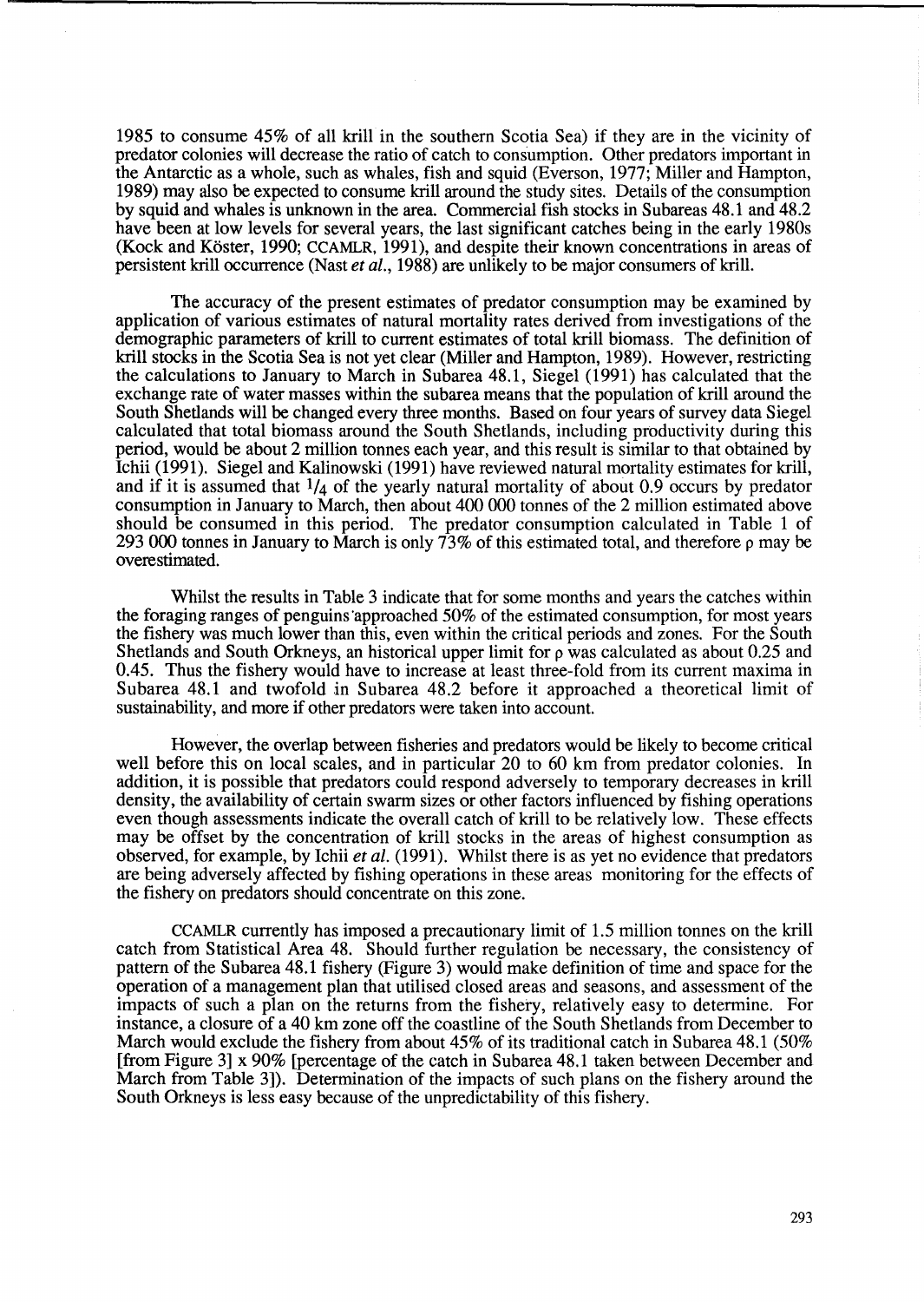1985 to consume 45% of all krill in the southern Scotia Sea) if they are in the vicinity of predator colonies will decrease the ratio of catch to consumption. Other predators important in the Antarctic as a whole, such as whales, fish and squid (Everson, 1977; Miller and Hampton, 1989) may also be expected to consume krill around the study sites. Details of the consumption by squid and whales is unknown in the area. Commercial fish stocks in Subareas 48.1 and 48.2 have been at low levels for several years, the last significant catches being in the early 1980s (Kock and Köster, 1990; CCAMLR, 1991), and despite their known concentrations in areas of persistent krill occurrence (Nast *et al.*, 1988) are unlikely to be major consumers of krill.

The accuracy of the present estimates of predator consumption may be examined by application of various estimates of natural mortality rates derived from investigations of the demographic parameters of krill to current estimates of total krill biomass. The definition of krill stocks in the Scotia Sea is not yet clear (Miller and Hampton, 1989). However, restricting the calculations to January to March in Subarea 48.1, Siegel (1991) has calculated that the exchange rate of water masses within the subarea means that the population of krill around the South Shetlands will be changed every three months. Based on four years of survey data Siegel calculated that total biomass around the South Shetlands, including productivity during this period, would be about 2 million tonnes each year, and this result is similar to that obtained by Ichii (1991). Siegel and Kalinowski (1991) have reviewed natural mortality estimates for krill, and if it is assumed that $1/4$ of the yearly natural mortality of about 0.9 occurs by predator consumption in January to March, then about 400 000 tonnes of the 2 million estimated above should be consumed in this period. The predator consumption calculated in Table 1 of 293 000 tonnes in January to March is only 73% of this estimated total, and therefore $\rho$ may be overestimated.

Whilst the results in Table 3 indicate that for some months and years the catches within the foraging ranges of penguins approached 50% of the estimated consumption, for most years the fishery was much lower than this, even within the critical periods and zones. For the South Shetlands and South Orkneys, an historical upper limit for $\rho$ was calculated as about 0.25 and 0.45. Thus the fishery would have to increase at least three-fold from its current maxima in Subarea 48.1 and twofold in Subarea 48.2 before it approached a theoretical limit of sustainability, and more if other predators were taken into account.

However, the overlap between fisheries and predators would be likely to become critical well before this on local scales, and in particular 20 to 60 km from predator colonies. In addition, it is possible that predators could respond adversely to temporary decreases in krill density, the availability of certain swarm sizes or other factors influenced by fishing operations even though assessments indicate the overall catch of krill to be relatively low. These effects may be offset by the concentration of krill stocks in the areas of highest consumption as observed, for example, by Ichii *et al.* (1991). Whilst there is as yet no evidence that predators are being adversely affected by fishing operations in these areas monitoring for the effects of the fishery on predators should concentrate on this zone.

CCAMLR currently has imposed a precautionary limit of 1.5 million tonnes on the krill catch from Statistical Area 48. Should further regulation be necessary, the consistency of pattern of the Subarea 48.1 fishery (Figure 3) would make definition of time and space for the operation of a management plan that utilised closed areas and seasons, and assessment of the impacts of such a plan on the returns from the fishery, relatively easy to determine. For instance, a closure of a 40 km zone off the coastline of the South Shetlands from December to March would exclude the fishery from about 45% of its traditional catch in Subarea 48.1 (50% [from Figure 3] x 90% [percentage of the catch in Subarea 48.1 taken between December and March from Table 3]). Determination of the impacts of such plans on the fishery around the South Orkneys is less easy because of the unpredictability of this fishery.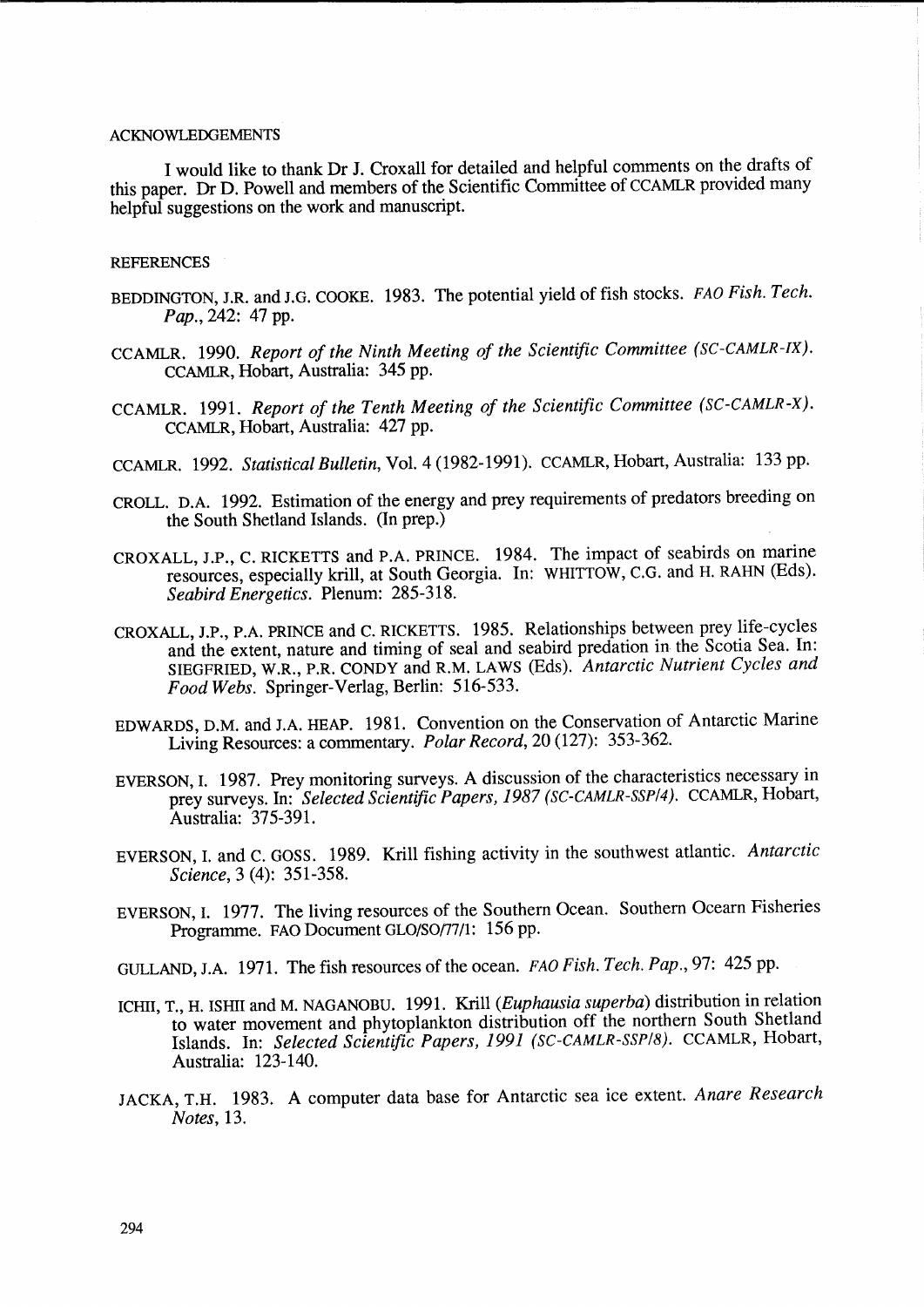## ACKNOWLEDGEMENTS

I would like to thank Dr J. Croxall for detailed and helpful comments on the drafts of this paper. Dr D. Powell and members of the Scientific Committee of CCAMLR provided many helpful suggestions on the work and manuscript.

## REFERENCES

BEDDINGTON, J.R. and J.G. COOKE. 1983. The potential yield of fish stocks. *FAO Fish. Tech. Pap.*, 242: 47 pp.

CCAMLR. 1990. *Report of the Ninth Meeting of the Scientific Committee (SC-CAMLR-IX)*. CCAMLR, Hobart, Australia: 345 pp.

CCAMLR. 1991. *Report of the Tenth Meeting of the Scientific Committee (SC-CAMLR-X)*. CCAMLR, Hobart, Australia: 427 pp.

CCAMLR. 1992. *Statistical Bulletin*, Vol. 4 (1982-1991). CCAMLR, Hobart, Australia: 133 pp.

CROLL. D.A. 1992. Estimation of the energy and prey requirements of predators breeding on the South Shetland Islands. (In prep.)

CROXALL, J.P., C. RICKETTS and P.A. PRINCE. 1984. The impact of seabirds on marine resources, especially krill, at South Georgia. In: WHITTOW, C.G. and H. RAHN (Eds). *Seabird Energetics*. Plenum: 285-318.

CROXALL, J.P., P.A. PRINCE and C. RICKETTS. 1985. Relationships between prey life-cycles and the extent, nature and timing of seal and seabird predation in the Scotia Sea. In: SIEGFRIED, W.R., P.R. CONDY and R.M. LAWS (Eds). *Antarctic Nutrient Cycles and Food Webs*. Springer-Verlag, Berlin: 516-533.

EDWARDS, D.M. and J.A. HEAP. 1981. Convention on the Conservation of Antarctic Marine Living Resources: a commentary. *Polar Record*, 20 (127): 353-362.

EVERSON, I. 1987. Prey monitoring surveys. A discussion of the characteristics necessary in prey surveys. In: *Selected Scientific Papers, 1987 (SC-CAMLR-SSP/4)*. CCAMLR, Hobart, Australia: 375-391.

EVERSON, I. and C. GOSS. 1989. Krill fishing activity in the southwest atlantic. *Antarctic Science*, 3 (4): 351-358.

EVERSON, I. 1977. The living resources of the Southern Ocean. Southern Ocearn Fisheries Programme. FAO Document GLO/SO/77/1: 156 pp.

GULLAND, J.A. 1971. The fish resources of the ocean. *FAO Fish. Tech. Pap.*, 97: 425 pp.

ICHII, T., H. ISHII and M. NAGANOBU. 1991. Krill (*Euphausia superba*) distribution in relation to water movement and phytoplankton distribution off the northern South Shetland Islands. In: *Selected Scientific Papers, 1991 (SC-CAMLR-SSP/8)*. CCAMLR, Hobart, Australia: 123-140.

JACKA, T.H. 1983. A computer data base for Antarctic sea ice extent. *Anare Research Notes*, 13.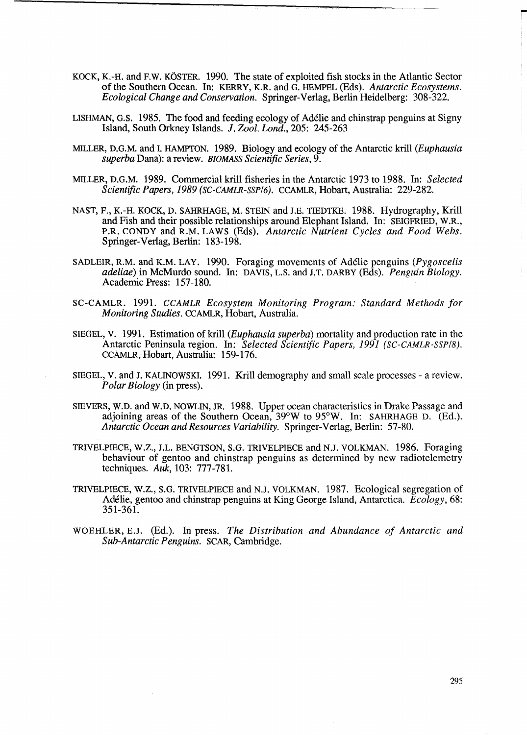KOCK, K.-H. and F.W. KÖSTER. 1990. The state of exploited fish stocks in the Atlantic Sector of the Southern Ocean. In: KERRY, K.R. and G. HEMPEL (Eds). *Antarctic Ecosystems. Ecological Change and Conservation.* Springer-Verlag, Berlin Heidelberg: 308-322.

LISHMAN, G.S. 1985. The food and feeding ecology of Adélie and chinstrap penguins at Signy Island, South Orkney Islands. *J. Zool. Lond.*, 205: 245-263

MILLER, D.G.M. and I. HAMPTON. 1989. Biology and ecology of the Antarctic krill (*Euphausia superba* Dana): a review. *BIOMASS Scientific Series*, 9.

MILLER, D.G.M. 1989. Commercial krill fisheries in the Antarctic 1973 to 1988. In: *Selected Scientific Papers, 1989 (SC-CAMLR-SSP/6).* CCAMLR, Hobart, Australia: 229-282.

NAST, F., K.-H. KOCK, D. SAHRHAGE, M. STEIN and J.E. TIEDTKE. 1988. Hydrography, Krill and Fish and their possible relationships around Elephant Island. In: SEIGFRIED, W.R., P.R. CONDY and R.M. LAWS (Eds). *Antarctic Nutrient Cycles and Food Webs.* Springer-Verlag, Berlin: 183-198.

SADLEIR, R.M. and K.M. LAY. 1990. Foraging movements of Adélie penguins (*Pygoscelis adeliae*) in McMurdo sound. In: DAVIS, L.S. and J.T. DARBY (Eds). *Penguin Biology.* Academic Press: 157-180.

SC-CAMLR. 1991. *CCAMLR Ecosystem Monitoring Program: Standard Methods for Monitoring Studies.* CCAMLR, Hobart, Australia.

SIEGEL, V. 1991. Estimation of krill (*Euphausia superba*) mortality and production rate in the Antarctic Peninsula region. In: *Selected Scientific Papers, 1991 (SC-CAMLR-SSP/8).* CCAMLR, Hobart, Australia: 159-176.

SIEGEL, V. and J. KALINOWSKI. 1991. Krill demography and small scale processes - a review. *Polar Biology* (in press).

SIEVERS, W.D. and W.D. NOWLIN, JR. 1988. Upper ocean characteristics in Drake Passage and adjoining areas of the Southern Ocean, 39°W to 95°W. In: SAHRHAGE D. (Ed.). *Antarctic Ocean and Resources Variability.* Springer-Verlag, Berlin: 57-80.

TRIVELPIECE, W.Z., J.L. BENGTSON, S.G. TRIVELPIECE and N.J. VOLKMAN. 1986. Foraging behaviour of gentoo and chinstrap penguins as determined by new radiotelemetry techniques. *Auk*, 103: 777-781.

TRIVELPIECE, W.Z., S.G. TRIVELPIECE and N.J. VOLKMAN. 1987. Ecological segregation of Adélie, gentoo and chinstrap penguins at King George Island, Antarctica. *Ecology*, 68: 351-361.

WOEHLER, E.J. (Ed.). In press. *The Distribution and Abundance of Antarctic and Sub-Antarctic Penguins.* SCAR, Cambridge.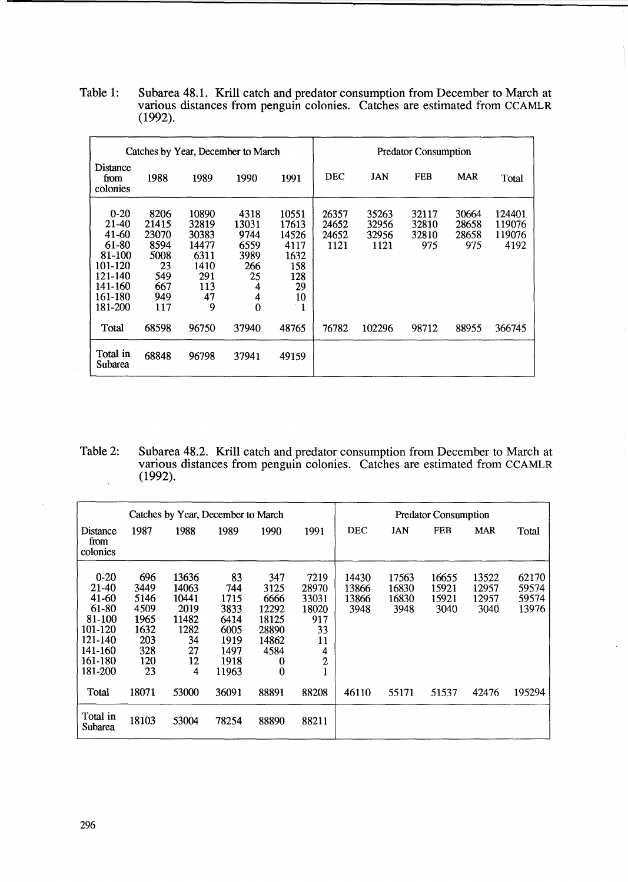Table 1: Subarea 48.1. Krill catch and predator consumption from December to March at various distances from penguin colonies. Catches are estimated from CCAMLR (1992).

| Catches by Year, December to March | | | | | Predator Consumption | | | | |
|---|---|---|---|---|---|---|---|---|---|
| Distance from colonies | 1988 | 1989 | 1990 | 1991 | DEC | JAN | FEB | MAR | Total |
| 0-20 | 8206 | 10890 | 4318 | 10551 | 26357 | 35263 | 32117 | 30664 | 124401 |
| 21-40 | 21415 | 32819 | 13031 | 17613 | 24652 | 32956 | 32810 | 28658 | 119076 |
| 41-60 | 23070 | 30383 | 9744 | 14526 | 24652 | 32956 | 32810 | 28658 | 119076 |
| 61-80 | 8594 | 14477 | 6559 | 4117 | 1121 | 1121 | 975 | 975 | 4192 |
| 81-100 | 5008 | 6311 | 3989 | 1632 | | | | | |
| 101-120 | 23 | 1410 | 266 | 158 | | | | | |
| 121-140 | 549 | 291 | 25 | 128 | | | | | |
| 141-160 | 667 | 113 | 4 | 29 | | | | | |
| 161-180 | 949 | 47 | 4 | 10 | | | | | |
| 181-200 | 117 | 9 | 0 | 1 | | | | | |
| Total | 68598 | 96750 | 37940 | 48765 | 76782 | 102296 | 98712 | 88955 | 366745 |
| Total in Subarea | 68848 | 96798 | 37941 | 49159 | | | | | |

Table 2: Subarea 48.2. Krill catch and predator consumption from December to March at various distances from penguin colonies. Catches are estimated from CCAMLR (1992).

| Catches by Year, December to March | | | | | | Predator Consumption | | | | |
|---|---|---|---|---|---|---|---|---|---|---|
| Distance from colonies | 1987 | 1988 | 1989 | 1990 | 1991 | DEC | JAN | FEB | MAR | Total |
| 0-20 | 696 | 13636 | 83 | 347 | 7219 | 14430 | 17563 | 16655 | 13522 | 62170 |
| 21-40 | 3449 | 14063 | 744 | 3125 | 28970 | 13866 | 16830 | 15921 | 12957 | 59574 |
| 41-60 | 5146 | 10441 | 1715 | 6666 | 33031 | 13866 | 16830 | 15921 | 12957 | 59574 |
| 61-80 | 4509 | 2019 | 3833 | 12292 | 18020 | 3948 | 3948 | 3040 | 3040 | 13976 |
| 81-100 | 1965 | 11482 | 6414 | 18125 | 917 | | | | | |
| 101-120 | 1632 | 1282 | 6005 | 28890 | 33 | | | | | |
| 121-140 | 203 | 34 | 1919 | 14862 | 11 | | | | | |
| 141-160 | 328 | 27 | 1497 | 4584 | 4 | | | | | |
| 161-180 | 120 | 12 | 1918 | 0 | 2 | | | | | |
| 181-200 | 23 | 4 | 11963 | 0 | 1 | | | | | |
| Total | 18071 | 53000 | 36091 | 88891 | 88208 | 46110 | 55171 | 51537 | 42476 | 195294 |
| Total in Subarea | 18103 | 53004 | 78254 | 88890 | 88211 | | | | | |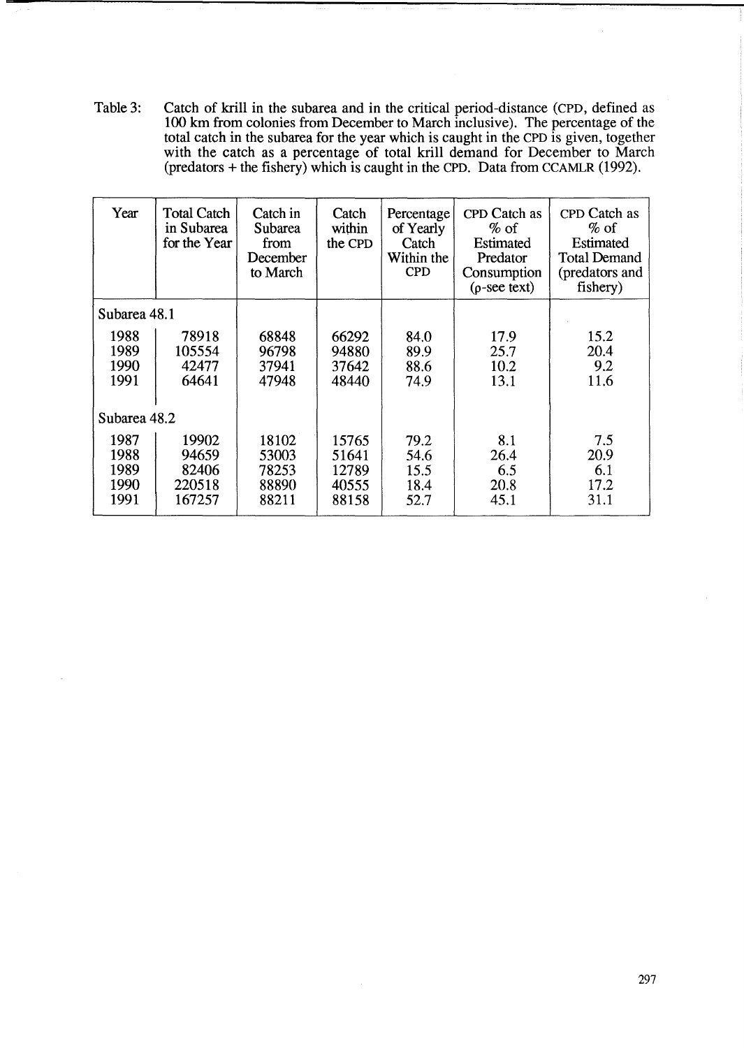Table 3: Catch of krill in the subarea and in the critical period-distance (CPD, defined as 100 km from colonies from December to March inclusive). The percentage of the total catch in the subarea for the year which is caught in the CPD is given, together with the catch as a percentage of total krill demand for December to March (predators + the fishery) which is caught in the CPD. Data from CCAMLR (1992).

| Year | Total Catch in Subarea for the Year | Catch in Subarea from December to March | Catch within the CPD | Percentage of Yearly Catch Within the CPD | CPD Catch as % of Estimated Predator Consumption (ρ-see text) | CPD Catch as % of Estimated Total Demand (predators and fishery) |
|---|---|---|---|---|---|---|
| Subarea 48.1 | | | | | | |
| 1988 | 78918 | 68848 | 66292 | 84.0 | 17.9 | 15.2 |
| 1989 | 105554 | 96798 | 94880 | 89.9 | 25.7 | 20.4 |
| 1990 | 42477 | 37941 | 37642 | 88.6 | 10.2 | 9.2 |
| 1991 | 64641 | 47948 | 48440 | 74.9 | 13.1 | 11.6 |
| Subarea 48.2 | | | | | | |
| 1987 | 19902 | 18102 | 15765 | 79.2 | 8.1 | 7.5 |
| 1988 | 94659 | 53003 | 51641 | 54.6 | 26.4 | 20.9 |
| 1989 | 82406 | 78253 | 12789 | 15.5 | 6.5 | 6.1 |
| 1990 | 220518 | 88890 | 40555 | 18.4 | 20.8 | 17.2 |
| 1991 | 167257 | 88211 | 88158 | 52.7 | 45.1 | 31.1 |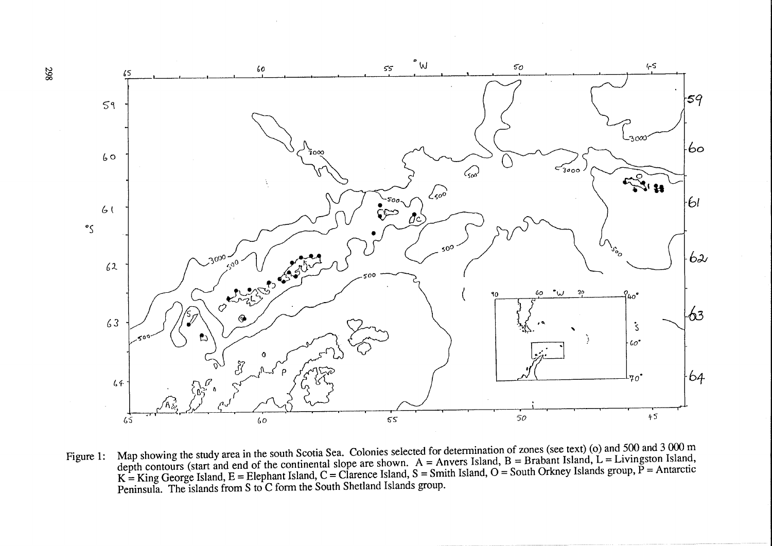Figure 1: Map showing the study area in the south Scotia Sea. Colonies selected for determination of zones (see text) (o) and 500 and 3 000 m depth contours (start and end of the continental slope are shown. A = Anvers Island, B = Brabant Island, L = Livingston Island, K = King George Island, E = Elephant Island, C = Clarence Island, S = Smith Island, O = South Orkney Islands group, P = Antarctic Peninsula. The islands from S to C form the South Shetland Islands group.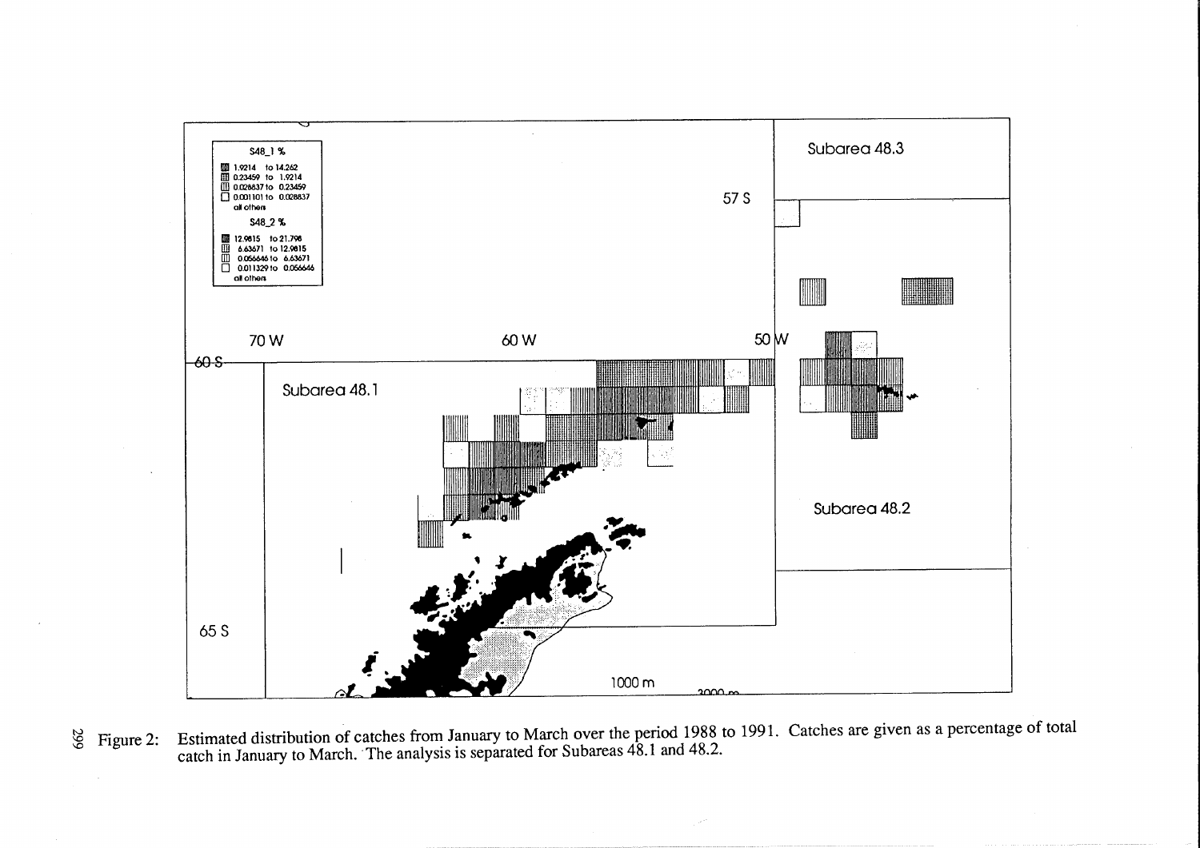Figure 2: Estimated distribution of catches from January to March over the period 1988 to 1991. Catches are given as a percentage of total catch in January to March. The analysis is separated for Subareas 48.1 and 48.2.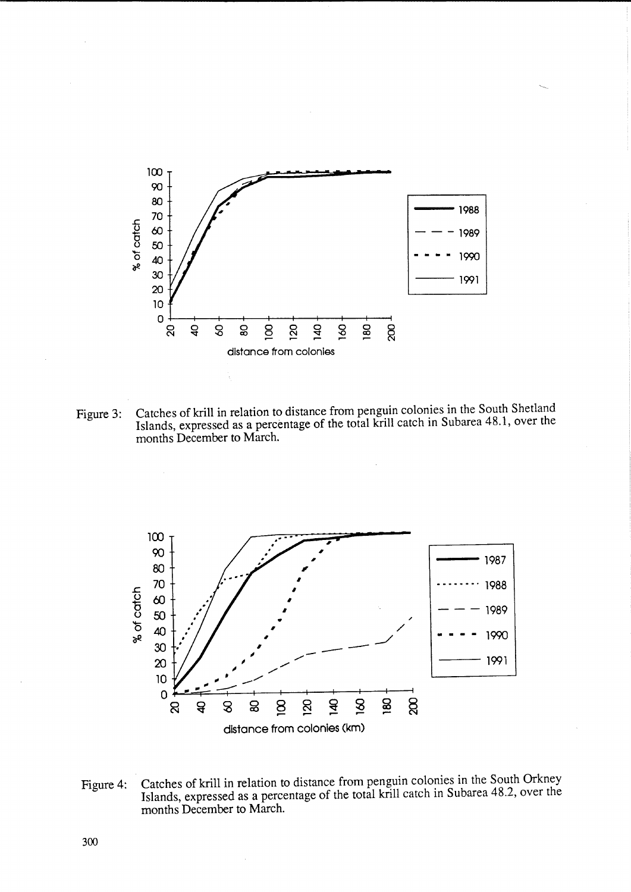Figure 3: Catches of krill in relation to distance from penguin colonies in the South Shetland Islands, expressed as a percentage of the total krill catch in Subarea 48.1, over the months December to March.

Figure 4: Catches of krill in relation to distance from penguin colonies in the South Orkney Islands, expressed as a percentage of the total krill catch in Subarea 48.2, over the months December to March.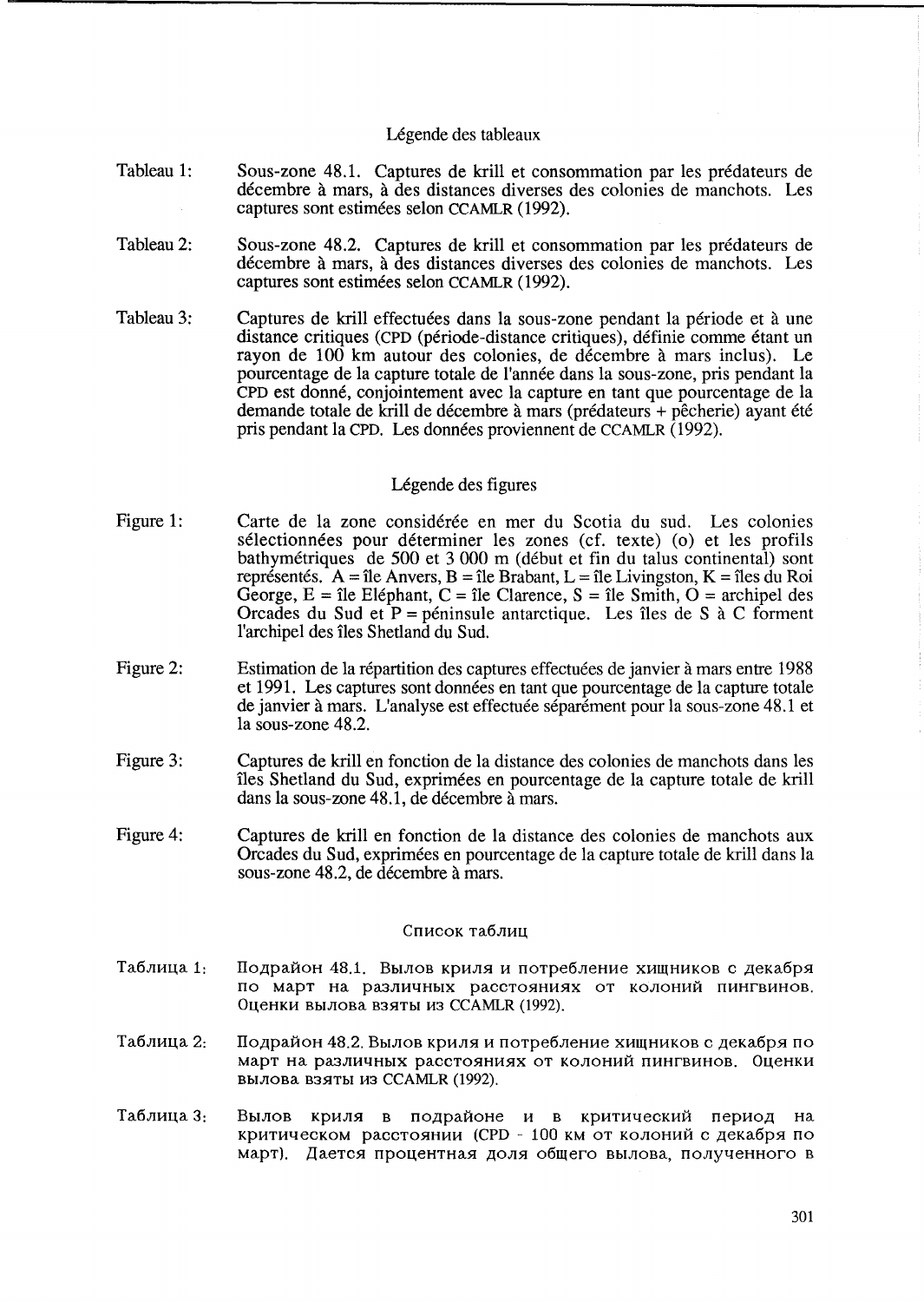## Légende des tableaux

Tableau 1: Sous-zone 48.1. Captures de krill et consommation par les prédateurs de décembre à mars, à des distances diverses des colonies de manchots. Les captures sont estimées selon CCAMLR (1992).

Tableau 2: Sous-zone 48.2. Captures de krill et consommation par les prédateurs de décembre à mars, à des distances diverses des colonies de manchots. Les captures sont estimées selon CCAMLR (1992).

Tableau 3: Captures de krill effectuées dans la sous-zone pendant la période et à une distance critiques (CPD (période-distance critiques), définie comme étant un rayon de 100 km autour des colonies, de décembre à mars inclus). Le pourcentage de la capture totale de l'année dans la sous-zone, pris pendant la CPD est donné, conjointement avec la capture en tant que pourcentage de la demande totale de krill de décembre à mars (prédateurs + pêcherie) ayant été pris pendant la CPD. Les données proviennent de CCAMLR (1992).

## Légende des figures

Figure 1: Carte de la zone considérée en mer du Scotia du sud. Les colonies sélectionnées pour déterminer les zones (cf. texte) (o) et les profils bathymétriques de 500 et 3 000 m (début et fin du talus continental) sont représentés. A = île Anvers, B = île Brabant, L = île Livingston, K = îles du Roi George, E = île Eléphant, C = île Clarence, S = île Smith, O = archipel des Orcades du Sud et P = péninsule antarctique. Les îles de S à C forment l'archipel des îles Shetland du Sud.

Figure 2: Estimation de la répartition des captures effectuées de janvier à mars entre 1988 et 1991. Les captures sont données en tant que pourcentage de la capture totale de janvier à mars. L'analyse est effectuée séparément pour la sous-zone 48.1 et la sous-zone 48.2.

Figure 3: Captures de krill en fonction de la distance des colonies de manchots dans les îles Shetland du Sud, exprimées en pourcentage de la capture totale de krill dans la sous-zone 48.1, de décembre à mars.

Figure 4: Captures de krill en fonction de la distance des colonies de manchots aux Orcades du Sud, exprimées en pourcentage de la capture totale de krill dans la sous-zone 48.2, de décembre à mars.

## Список таблиц

Таблица 1: Подрайон 48.1. Вылов криля и потребление хищников с декабря по март на различных расстояниях от колоний пингвинов. Оценки вылова взяты из CCAMLR (1992).

Таблица 2: Подрайон 48.2. Вылов криля и потребление хищников с декабря по март на различных расстояниях от колоний пингвинов. Оценки вылова взяты из CCAMLR (1992).

Таблица 3: Вылов криля в подрайоне и в критический период на критическом расстоянии (CPD - 100 км от колоний с декабря по март). Дается процентная доля общего вылова, полученного в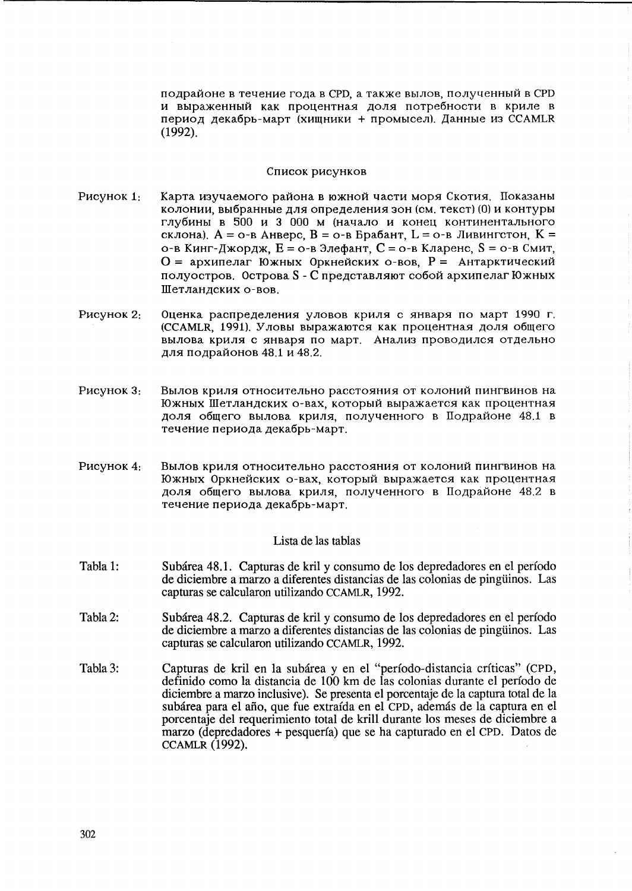подрайоне в течение года в CPD, а также вылов, полученный в CPD и выраженный как процентная доля потребности в криле в период декабрь-март (хищники + промысел). Данные из CCAMLR (1992).

### Список рисунков

Рисунок 1: Карта изучаемого района в южной части моря Скотия. Показаны колонии, выбранные для определения зон (см. текст) (0) и контуры глубины в 500 и 3 000 м (начало и конец континентального склона). A = о-в Анверс, B = о-в Брабант, L = о-в Ливингстон, K = о-в Кинг-Джордж, E = о-в Элефант, C = о-в Кларенс, S = о-в Смит, O = архипелаг Южных Оркнейских о-вов, P = Антарктический полуостров. Острова S - C представляют собой архипелаг Южных Шетландских о-вов.

Рисунок 2: Оценка распределения уловов криля с января по март 1990 г. (CCAMLR, 1991). Уловы выражаются как процентная доля общего вылова криля с января по март. Анализ проводился отдельно для подрайонов 48.1 и 48.2.

Рисунок 3: Вылов криля относительно расстояния от колоний пингвинов на Южных Шетландских о-вах, который выражается как процентная доля общего вылова криля, полученного в Подрайоне 48.1 в течение периода декабрь-март.

Рисунок 4: Вылов криля относительно расстояния от колоний пингвинов на Южных Оркнейских о-вах, который выражается как процентная доля общего вылова криля, полученного в Подрайоне 48.2 в течение периода декабрь-март.

### Lista de las tablas

Tabla 1: Subárea 48.1. Capturas de kril y consumo de los depredadores en el período de diciembre a marzo a diferentes distancias de las colonias de pingüinos. Las capturas se calcularon utilizando CCAMLR, 1992.

Tabla 2: Subárea 48.2. Capturas de kril y consumo de los depredadores en el período de diciembre a marzo a diferentes distancias de las colonias de pingüinos. Las capturas se calcularon utilizando CCAMLR, 1992.

Tabla 3: Capturas de kril en la subárea y en el "período-distancia críticas" (CPD, definido como la distancia de 100 km de las colonias durante el período de diciembre a marzo inclusive). Se presenta el porcentaje de la captura total de la subárea para el año, que fue extraída en el CPD, además de la captura en el porcentaje del requerimiento total de krill durante los meses de diciembre a marzo (depredadores + pesquería) que se ha capturado en el CPD. Datos de CCAMLR (1992).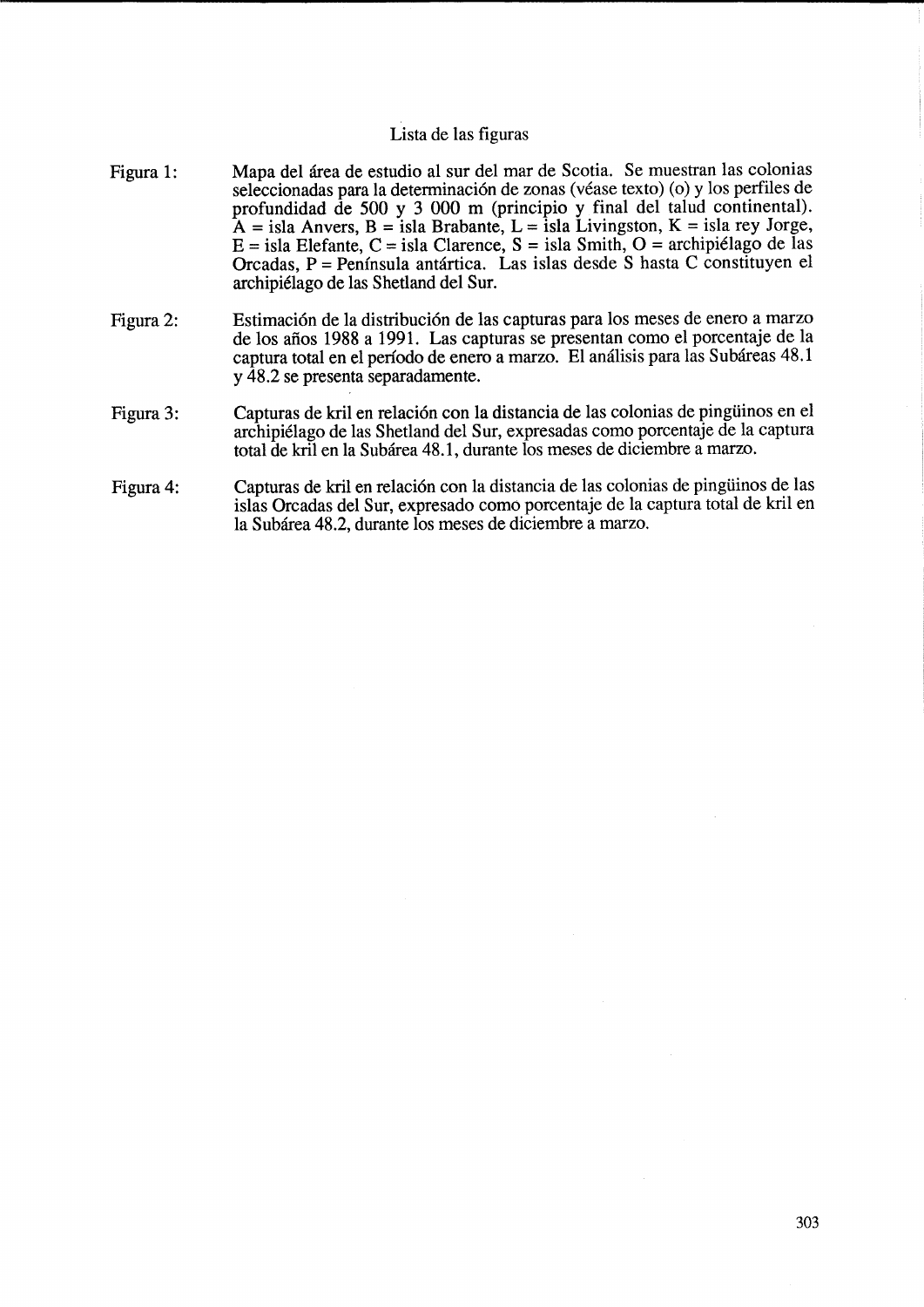# Lista de las figuras

Figura 1: Mapa del área de estudio al sur del mar de Scotia. Se muestran las colonias seleccionadas para la determinación de zonas (véase texto) (o) y los perfiles de profundidad de 500 y 3 000 m (principio y final del talud continental). A = isla Anvers, B = isla Brabante, L = isla Livingston, K = isla rey Jorge, E = isla Elefante, C = isla Clarence, S = isla Smith, O = archipiélago de las Orcadas, P = Península antártica. Las islas desde S hasta C constituyen el archipiélago de las Shetland del Sur.

Figura 2: Estimación de la distribución de las capturas para los meses de enero a marzo de los años 1988 a 1991. Las capturas se presentan como el porcentaje de la captura total en el período de enero a marzo. El análisis para las Subáreas 48.1 y 48.2 se presenta separadamente.

Figura 3: Capturas de kril en relación con la distancia de las colonias de pingüinos en el archipiélago de las Shetland del Sur, expresadas como porcentaje de la captura total de kril en la Subárea 48.1, durante los meses de diciembre a marzo.

Figura 4: Capturas de kril en relación con la distancia de las colonias de pingüinos de las islas Orcadas del Sur, expresado como porcentaje de la captura total de kril en la Subárea 48.2, durante los meses de diciembre a marzo.